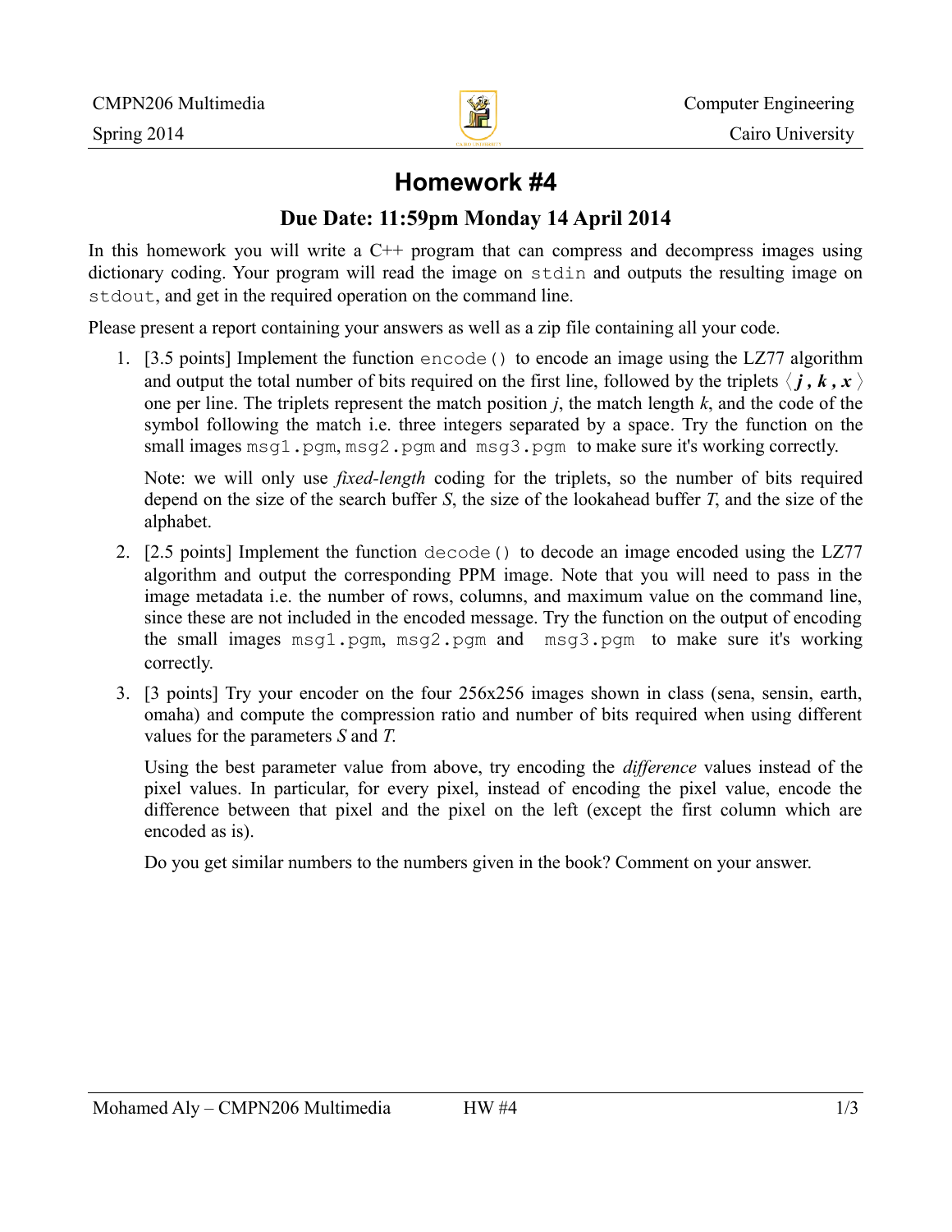# Homework #4

## Due Date: 11:59pm Monday 14 April 2014

In this homework you will write a C++ program that can compress and decompress images using dictionary coding. Your program will read the image on `stdin` and outputs the resulting image on `stdout`, and get in the required operation on the command line.

Please present a report containing your answers as well as a zip file containing all your code.

1. [3.5 points] Implement the function `encode()` to encode an image using the LZ77 algorithm and output the total number of bits required on the first line, followed by the triplets $\langle \boldsymbol{j}, \boldsymbol{k}, \boldsymbol{x} \rangle$ one per line. The triplets represent the match position *j*, the match length *k*, and the code of the symbol following the match i.e. three integers separated by a space. Try the function on the small images `msg1.pgm`, `msg2.pgm` and `msg3.pgm` to make sure it's working correctly.

   Note: we will only use *fixed-length* coding for the triplets, so the number of bits required depend on the size of the search buffer *S*, the size of the lookahead buffer *T*, and the size of the alphabet.

2. [2.5 points] Implement the function `decode()` to decode an image encoded using the LZ77 algorithm and output the corresponding PPM image. Note that you will need to pass in the image metadata i.e. the number of rows, columns, and maximum value on the command line, since these are not included in the encoded message. Try the function on the output of encoding the small images `msg1.pgm`, `msg2.pgm` and `msg3.pgm` to make sure it's working correctly.

3. [3 points] Try your encoder on the four 256x256 images shown in class (sena, sensin, earth, omaha) and compute the compression ratio and number of bits required when using different values for the parameters *S* and *T*.

   Using the best parameter value from above, try encoding the *difference* values instead of the pixel values. In particular, for every pixel, instead of encoding the pixel value, encode the difference between that pixel and the pixel on the left (except the first column which are encoded as is).

   Do you get similar numbers to the numbers given in the book? Comment on your answer.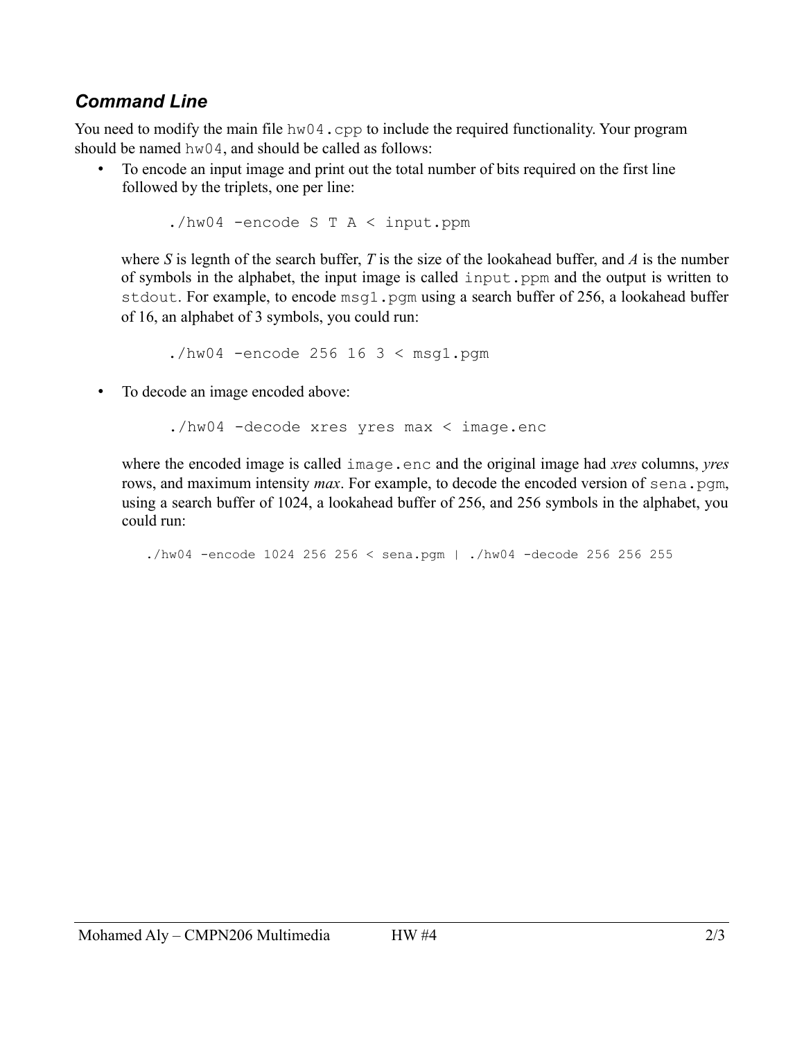### *Command Line*

You need to modify the main file `hw04.cpp` to include the required functionality. Your program should be named `hw04`, and should be called as follows:

- To encode an input image and print out the total number of bits required on the first line followed by the triplets, one per line:

  ```
  ./hw04 -encode S T A < input.ppm
  ```

  where *S* is legnth of the search buffer, *T* is the size of the lookahead buffer, and *A* is the number of symbols in the alphabet, the input image is called `input.ppm` and the output is written to `stdout`. For example, to encode `msg1.pgm` using a search buffer of 256, a lookahead buffer of 16, an alphabet of 3 symbols, you could run:

  ```
  ./hw04 -encode 256 16 3 < msg1.pgm
  ```

- To decode an image encoded above:

  ```
  ./hw04 -decode xres yres max < image.enc
  ```

  where the encoded image is called `image.enc` and the original image had *xres* columns, *yres* rows, and maximum intensity *max*. For example, to decode the encoded version of `sena.pgm`, using a search buffer of 1024, a lookahead buffer of 256, and 256 symbols in the alphabet, you could run:

  ```
  ./hw04 -encode 1024 256 256 < sena.pgm | ./hw04 -decode 256 256 255
  ```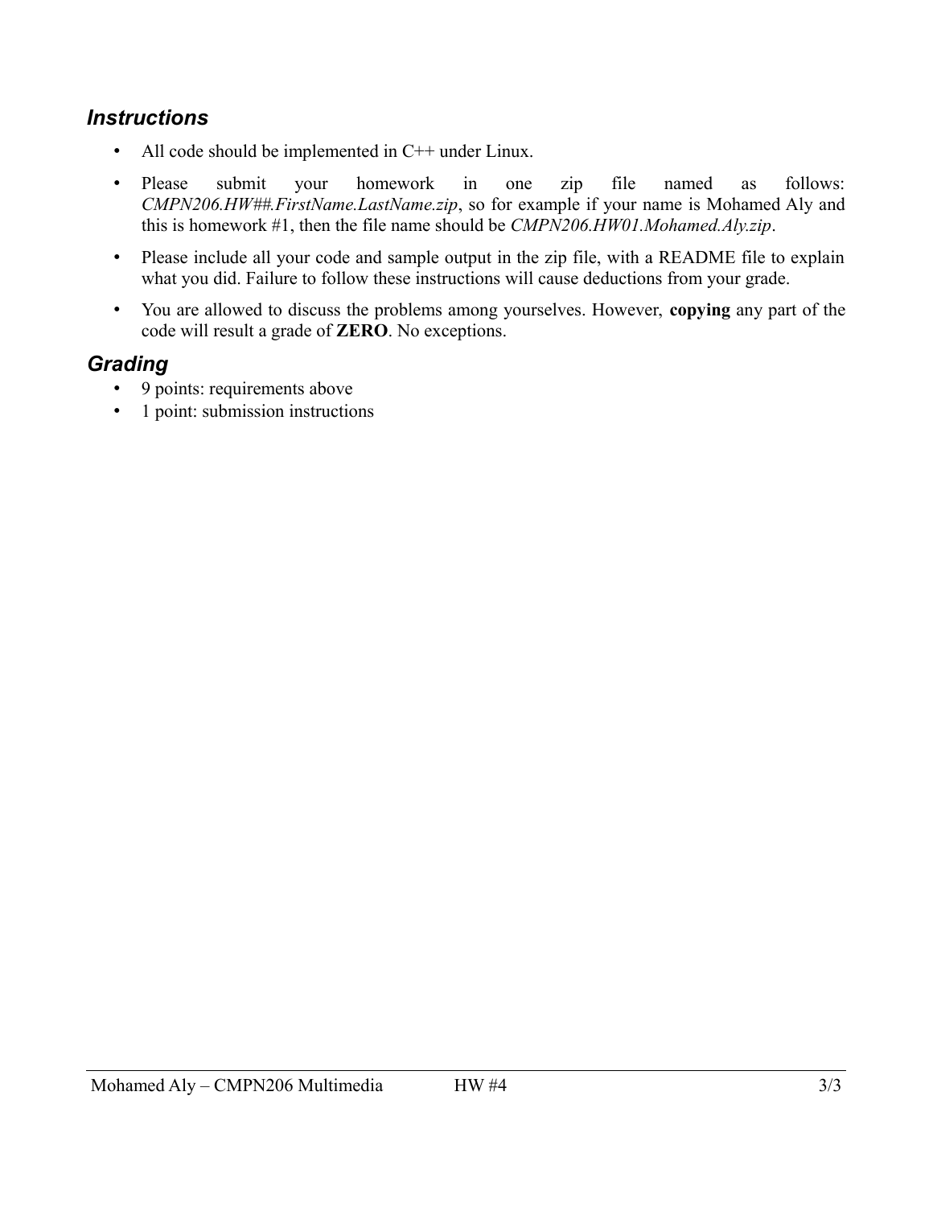## *Instructions*

- All code should be implemented in C++ under Linux.
- Please submit your homework in one zip file named as follows: *CMPN206.HW##.FirstName.LastName.zip*, so for example if your name is Mohamed Aly and this is homework #1, then the file name should be *CMPN206.HW01.Mohamed.Aly.zip*.
- Please include all your code and sample output in the zip file, with a README file to explain what you did. Failure to follow these instructions will cause deductions from your grade.
- You are allowed to discuss the problems among yourselves. However, **copying** any part of the code will result a grade of **ZERO**. No exceptions.

## *Grading*

- 9 points: requirements above
- 1 point: submission instructions